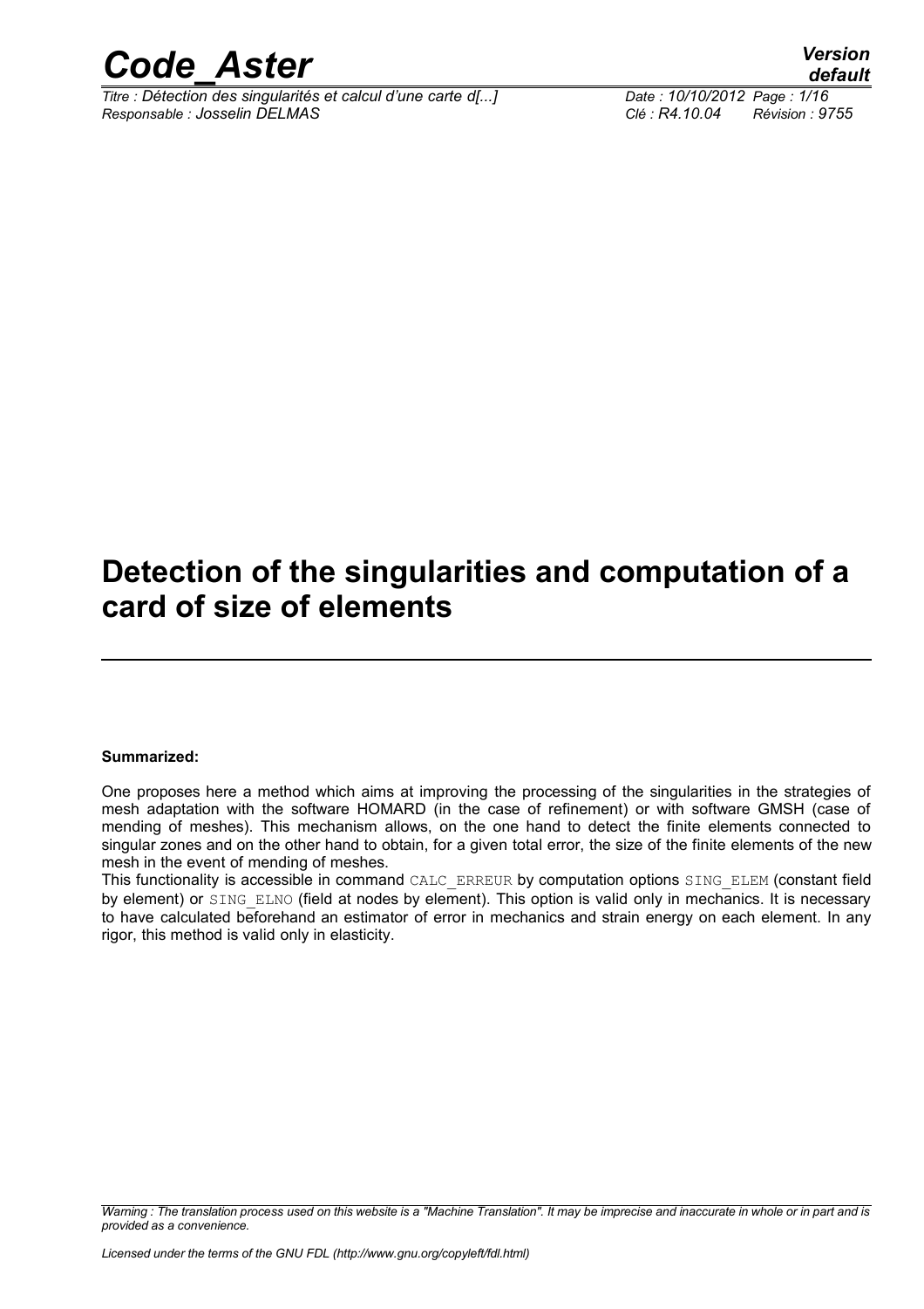# Detection of the singularities and computation of a card of size of elements

**Summarized:**

One proposes here a method which aims at improving the processing of the singularities in the strategies of mesh adaptation with the software HOMARD (in the case of refinement) or with software GMSH (case of mending of meshes). This mechanism allows, on the one hand to detect the finite elements connected to singular zones and on the other hand to obtain, for a given total error, the size of the finite elements of the new mesh in the event of mending of meshes.

This functionality is accessible in command CALC_ERREUR by computation options SING_ELEM (constant field by element) or SING_ELNO (field at nodes by element). This option is valid only in mechanics. It is necessary to have calculated beforehand an estimator of error in mechanics and strain energy on each element. In any rigor, this method is valid only in elasticity.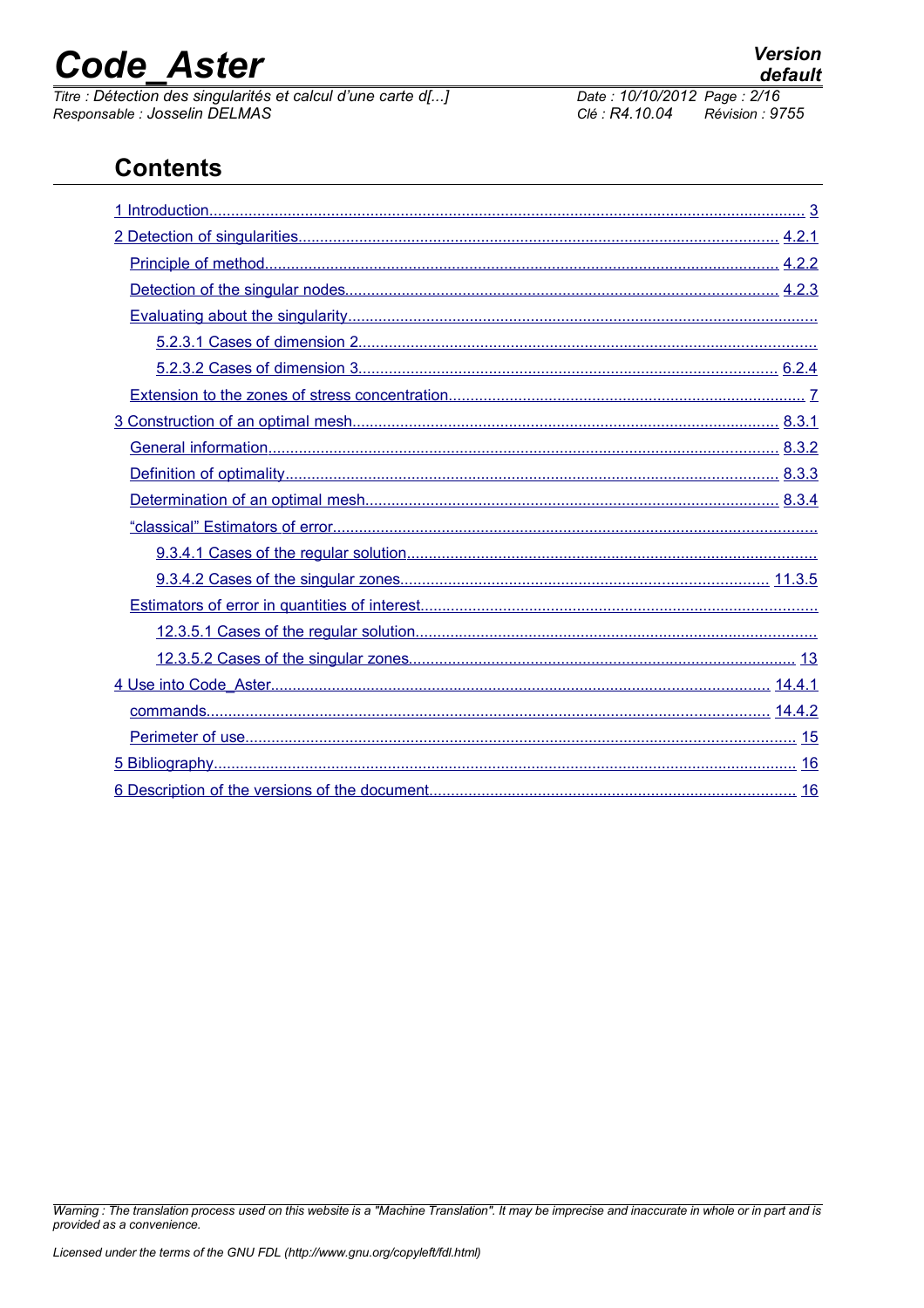# Contents

1 Introduction........................................................................................................................................ 3

2 Detection of singularities.............................................................................................................. 4.2.1

Principle of method...................................................................................................................... 4.2.2

Detection of the singular nodes.................................................................................................... 4.2.3

Evaluating about the singularity...........................................................................................................

5.2.3.1 Cases of dimension 2.........................................................................................................

5.2.3.2 Cases of dimension 3................................................................................................ 6.2.4

Extension to the zones of stress concentration.................................................................................. 7

3 Construction of an optimal mesh................................................................................................ 8.3.1

General information..................................................................................................................... 8.3.2

Definition of optimality................................................................................................................. 8.3.3

Determination of an optimal mesh.............................................................................................. 8.3.4

"classical" Estimators of error...............................................................................................................

9.3.4.1 Cases of the regular solution..............................................................................................

9.3.4.2 Cases of the singular zones.................................................................................... 11.3.5

Estimators of error in quantities of interest..........................................................................................

12.3.5.1 Cases of the regular solution............................................................................................

12.3.5.2 Cases of the singular zones......................................................................................... 13

4 Use into Code_Aster.................................................................................................................. 14.4.1

commands................................................................................................................................ 14.4.2

Perimeter of use.............................................................................................................................. 15

5 Bibliography..................................................................................................................................... 16

6 Description of the versions of the document.................................................................................... 16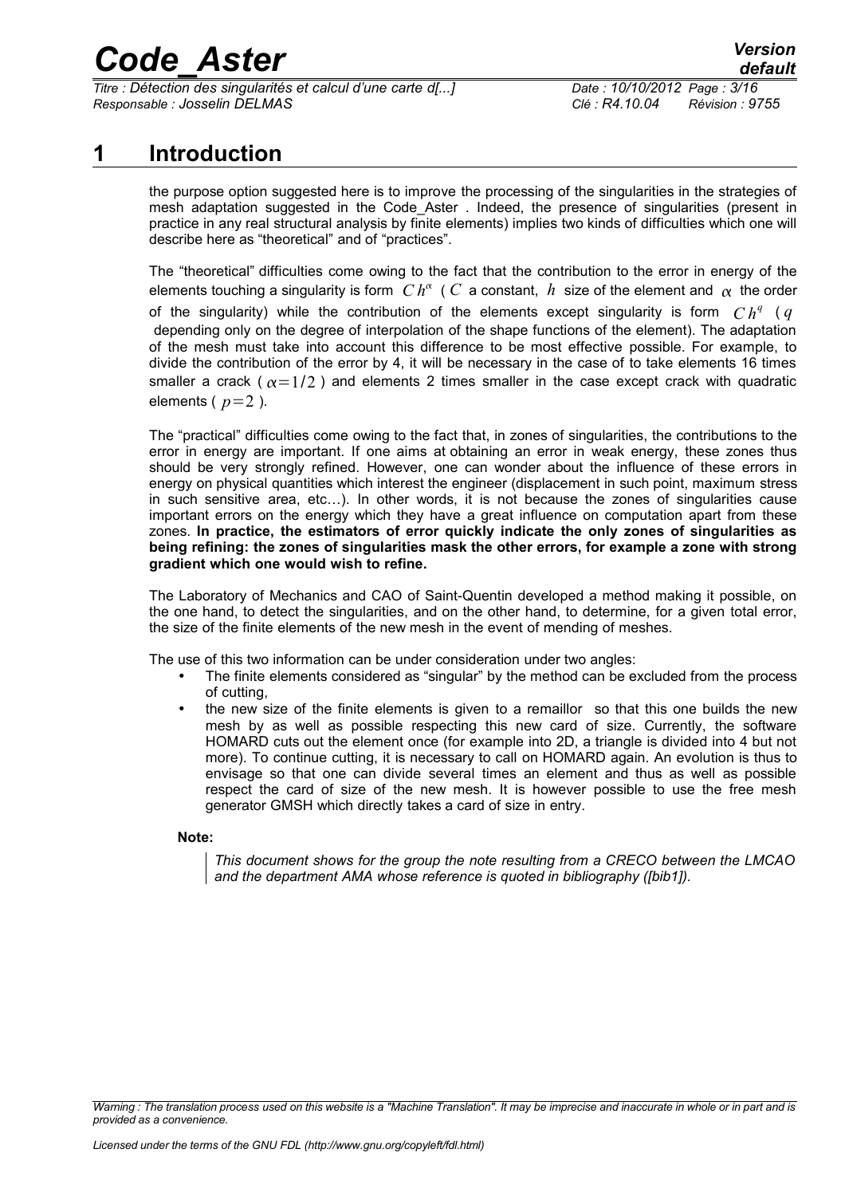# 1 Introduction

the purpose option suggested here is to improve the processing of the singularities in the strategies of mesh adaptation suggested in the Code_Aster . Indeed, the presence of singularities (present in practice in any real structural analysis by finite elements) implies two kinds of difficulties which one will describe here as "theoretical" and of "practices".

The "theoretical" difficulties come owing to the fact that the contribution to the error in energy of the elements touching a singularity is form $C h^{\alpha}$ ( $C$ a constant, $h$ size of the element and $\alpha$ the order of the singularity) while the contribution of the elements except singularity is form $C h^{q}$ ( $q$ depending only on the degree of interpolation of the shape functions of the element). The adaptation of the mesh must take into account this difference to be most effective possible. For example, to divide the contribution of the error by 4, it will be necessary in the case of to take elements 16 times smaller a crack ( $\alpha = 1/2$ ) and elements 2 times smaller in the case except crack with quadratic elements ( $p = 2$ ).

The "practical" difficulties come owing to the fact that, in zones of singularities, the contributions to the error in energy are important. If one aims at obtaining an error in weak energy, these zones thus should be very strongly refined. However, one can wonder about the influence of these errors in energy on physical quantities which interest the engineer (displacement in such point, maximum stress in such sensitive area, etc…). In other words, it is not because the zones of singularities cause important errors on the energy which they have a great influence on computation apart from these zones. **In practice, the estimators of error quickly indicate the only zones of singularities as being refining: the zones of singularities mask the other errors, for example a zone with strong gradient which one would wish to refine.**

The Laboratory of Mechanics and CAO of Saint-Quentin developed a method making it possible, on the one hand, to detect the singularities, and on the other hand, to determine, for a given total error, the size of the finite elements of the new mesh in the event of mending of meshes.

The use of this two information can be under consideration under two angles:

- The finite elements considered as "singular" by the method can be excluded from the process of cutting,
- the new size of the finite elements is given to a remaillor so that this one builds the new mesh by as well as possible respecting this new card of size. Currently, the software HOMARD cuts out the element once (for example into 2D, a triangle is divided into 4 but not more). To continue cutting, it is necessary to call on HOMARD again. An evolution is thus to envisage so that one can divide several times an element and thus as well as possible respect the card of size of the new mesh. It is however possible to use the free mesh generator GMSH which directly takes a card of size in entry.

**Note:**

> *This document shows for the group the note resulting from a CRECO between the LMCAO and the department AMA whose reference is quoted in bibliography ([bib1]).*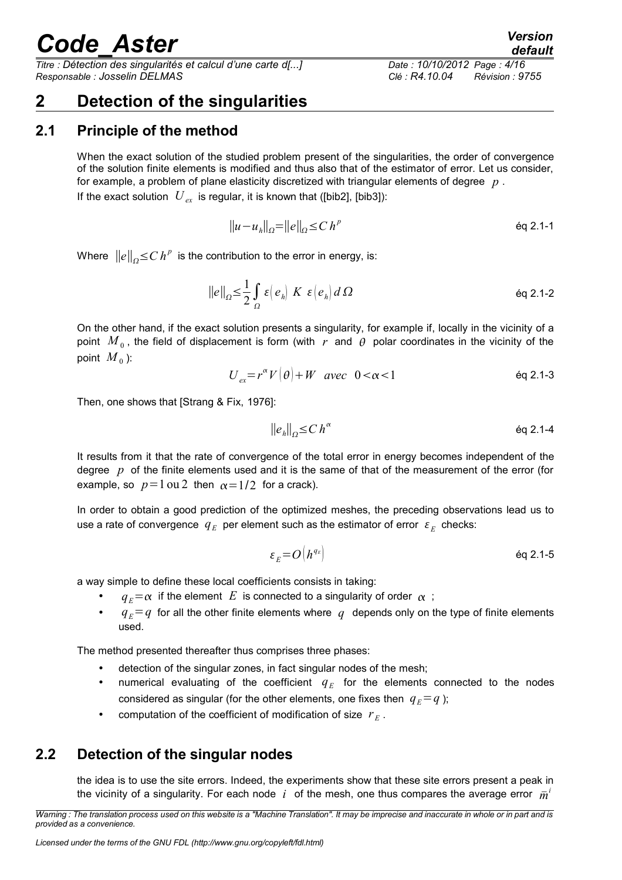# 2 Detection of the singularities

## 2.1 Principle of the method

When the exact solution of the studied problem present of the singularities, the order of convergence of the solution finite elements is modified and thus also that of the estimator of error. Let us consider, for example, a problem of plane elasticity discretized with triangular elements of degree $p$.

If the exact solution $U_{ex}$ is regular, it is known that ([bib2], [bib3]):

$$\|u-u_h\|_\Omega=\|e\|_\Omega\leq C\,h^p \qquad \text{éq 2.1-1}$$

Where $\|e\|_\Omega\leq C\,h^p$ is the contribution to the error in energy, is:

$$\|e\|_\Omega\leq\frac{1}{2}\int_\Omega \varepsilon\left(e_h\right)\;K\;\varepsilon\left(e_h\right)d\,\Omega \qquad \text{éq 2.1-2}$$

On the other hand, if the exact solution presents a singularity, for example if, locally in the vicinity of a point $M_0$, the field of displacement is form (with $r$ and $\theta$ polar coordinates in the vicinity of the point $M_0$):

$$U_{ex}=r^\alpha V\left(\theta\right)+W \quad avec \quad 0<\alpha<1 \qquad \text{éq 2.1-3}$$

Then, one shows that [Strang & Fix, 1976]:

$$\|e_h\|_\Omega\leq C\,h^\alpha \qquad \text{éq 2.1-4}$$

It results from it that the rate of convergence of the total error in energy becomes independent of the degree $p$ of the finite elements used and it is the same of that of the measurement of the error (for example, so $p=1\,\text{ou}\,2$ then $\alpha=1/2$ for a crack).

In order to obtain a good prediction of the optimized meshes, the preceding observations lead us to use a rate of convergence $q_E$ per element such as the estimator of error $\varepsilon_E$ checks:

$$\varepsilon_E=O\left(h^{q_E}\right) \qquad \text{éq 2.1-5}$$

a way simple to define these local coefficients consists in taking:

- $q_E=\alpha$ if the element $E$ is connected to a singularity of order $\alpha$ ;
- $q_E=q$ for all the other finite elements where $q$ depends only on the type of finite elements used.

The method presented thereafter thus comprises three phases:

- detection of the singular zones, in fact singular nodes of the mesh;
- numerical evaluating of the coefficient $q_E$ for the elements connected to the nodes considered as singular (for the other elements, one fixes then $q_E=q$ );
- computation of the coefficient of modification of size $r_E$.

## 2.2 Detection of the singular nodes

the idea is to use the site errors. Indeed, the experiments show that these site errors present a peak in the vicinity of a singularity. For each node $i$ of the mesh, one thus compares the average error $\bar{m}^i$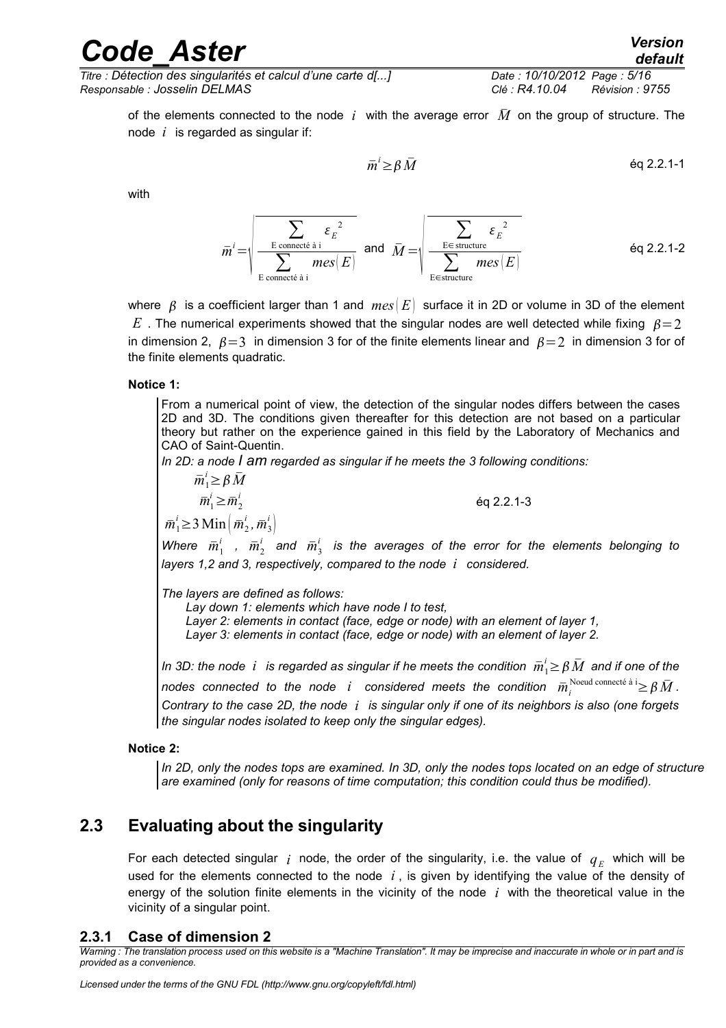of the elements connected to the node $i$ with the average error $\bar{M}$ on the group of structure. The node $i$ is regarded as singular if:

$$\bar{m}^i \geq \beta \bar{M} \qquad \text{éq 2.2.1-1}$$

with

$$\bar{m}^i = \sqrt{\frac{\sum_{\text{E connecté à i}} \varepsilon_E^2}{\sum_{\text{E connecté à i}} mes(E)}} \quad \text{and} \quad \bar{M} = \sqrt{\frac{\sum_{E \in \text{structure}} \varepsilon_E^2}{\sum_{E \in \text{structure}} mes(E)}} \qquad \text{éq 2.2.1-2}$$

where $\beta$ is a coefficient larger than 1 and $mes(E)$ surface it in 2D or volume in 3D of the element $E$. The numerical experiments showed that the singular nodes are well detected while fixing $\beta=2$ in dimension 2, $\beta=3$ in dimension 3 for of the finite elements linear and $\beta=2$ in dimension 3 for of the finite elements quadratic.

**Notice 1:**

> From a numerical point of view, the detection of the singular nodes differs between the cases 2D and 3D. The conditions given thereafter for this detection are not based on a particular theory but rather on the experience gained in this field by the Laboratory of Mechanics and CAO of Saint-Quentin.
>
> *In 2D: a node I am regarded as singular if he meets the 3 following conditions:*
>
> $$\bar{m}_1^i \geq \beta \bar{M}$$
> $$\bar{m}_1^i \geq \bar{m}_2^i \qquad \text{éq 2.2.1-3}$$
> $$\bar{m}_1^i \geq 3\,\mathrm{Min}\left(\bar{m}_2^i, \bar{m}_3^i\right)$$
>
> *Where $\bar{m}_1^i$, $\bar{m}_2^i$ and $\bar{m}_3^i$ is the averages of the error for the elements belonging to layers 1,2 and 3, respectively, compared to the node $i$ considered.*
>
> *The layers are defined as follows:*
>
> *Lay down 1: elements which have node I to test,*
> *Layer 2: elements in contact (face, edge or node) with an element of layer 1,*
> *Layer 3: elements in contact (face, edge or node) with an element of layer 2.*
>
> *In 3D: the node $i$ is regarded as singular if he meets the condition $\bar{m}_1^i \geq \beta \bar{M}$ and if one of the nodes connected to the node $i$ considered meets the condition $\bar{m}_i^{\text{Noeud connecté à i}} \geq \beta \bar{M}$. Contrary to the case 2D, the node $i$ is singular only if one of its neighbors is also (one forgets the singular nodes isolated to keep only the singular edges).*

**Notice 2:**

> *In 2D, only the nodes tops are examined. In 3D, only the nodes tops located on an edge of structure are examined (only for reasons of time computation; this condition could thus be modified).*

## 2.3 Evaluating about the singularity

For each detected singular $i$ node, the order of the singularity, i.e. the value of $q_E$ which will be used for the elements connected to the node $i$, is given by identifying the value of the density of energy of the solution finite elements in the vicinity of the node $i$ with the theoretical value in the vicinity of a singular point.

### 2.3.1 Case of dimension 2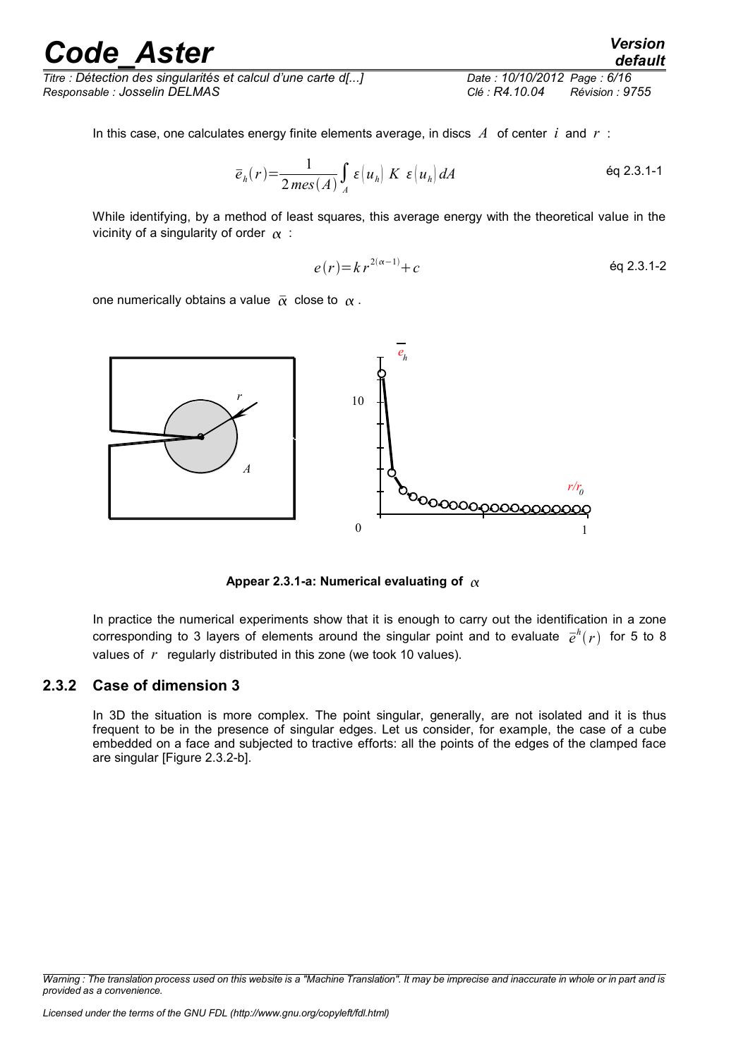In this case, one calculates energy finite elements average, in discs $A$ of center $i$ and $r$ :

$$\bar{e}_h(r)=\frac{1}{2\,mes(A)}\int_A \varepsilon(u_h)\;K\;\varepsilon(u_h)\,dA \qquad \text{éq 2.3.1-1}$$

While identifying, by a method of least squares, this average energy with the theoretical value in the vicinity of a singularity of order $\alpha$ :

$$e(r)=k\,r^{2(\alpha-1)}+c \qquad \text{éq 2.3.1-2}$$

one numerically obtains a value $\bar{\alpha}$ close to $\alpha$.

**Appear 2.3.1-a: Numerical evaluating of $\alpha$**

In practice the numerical experiments show that it is enough to carry out the identification in a zone corresponding to 3 layers of elements around the singular point and to evaluate $\bar{e}^h(r)$ for 5 to 8 values of $r$ regularly distributed in this zone (we took 10 values).

### 2.3.2 Case of dimension 3

In 3D the situation is more complex. The point singular, generally, are not isolated and it is thus frequent to be in the presence of singular edges. Let us consider, for example, the case of a cube embedded on a face and subjected to tractive efforts: all the points of the edges of the clamped face are singular [Figure 2.3.2-b].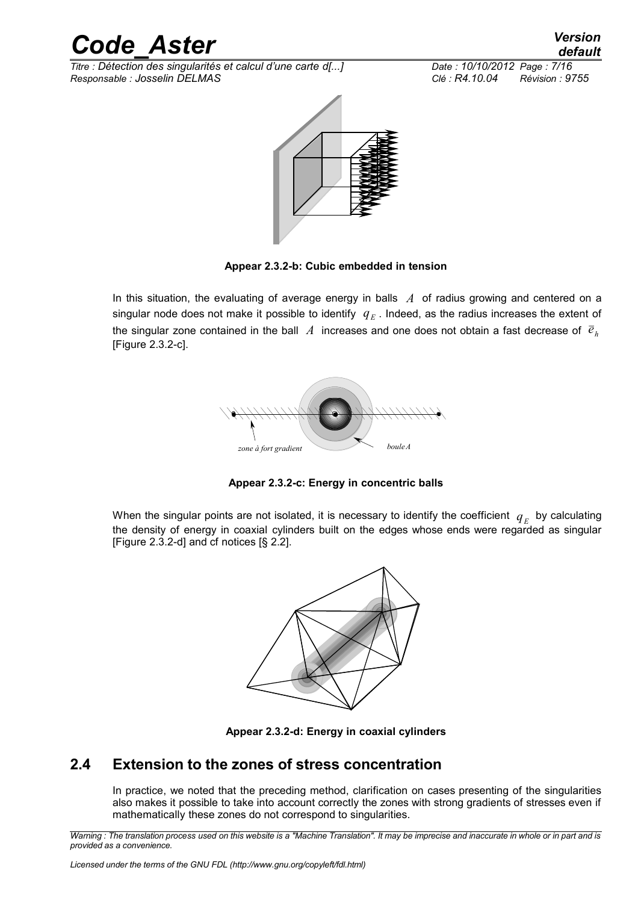**Appear 2.3.2-b: Cubic embedded in tension**

In this situation, the evaluating of average energy in balls $A$ of radius growing and centered on a singular node does not make it possible to identify $q_E$. Indeed, as the radius increases the extent of the singular zone contained in the ball $A$ increases and one does not obtain a fast decrease of $\bar{e}_h$ [Figure 2.3.2-c].

**Appear 2.3.2-c: Energy in concentric balls**

When the singular points are not isolated, it is necessary to identify the coefficient $q_E$ by calculating the density of energy in coaxial cylinders built on the edges whose ends were regarded as singular [Figure 2.3.2-d] and cf notices [§ 2.2].

**Appear 2.3.2-d: Energy in coaxial cylinders**

## 2.4 Extension to the zones of stress concentration

In practice, we noted that the preceding method, clarification on cases presenting of the singularities also makes it possible to take into account correctly the zones with strong gradients of stresses even if mathematically these zones do not correspond to singularities.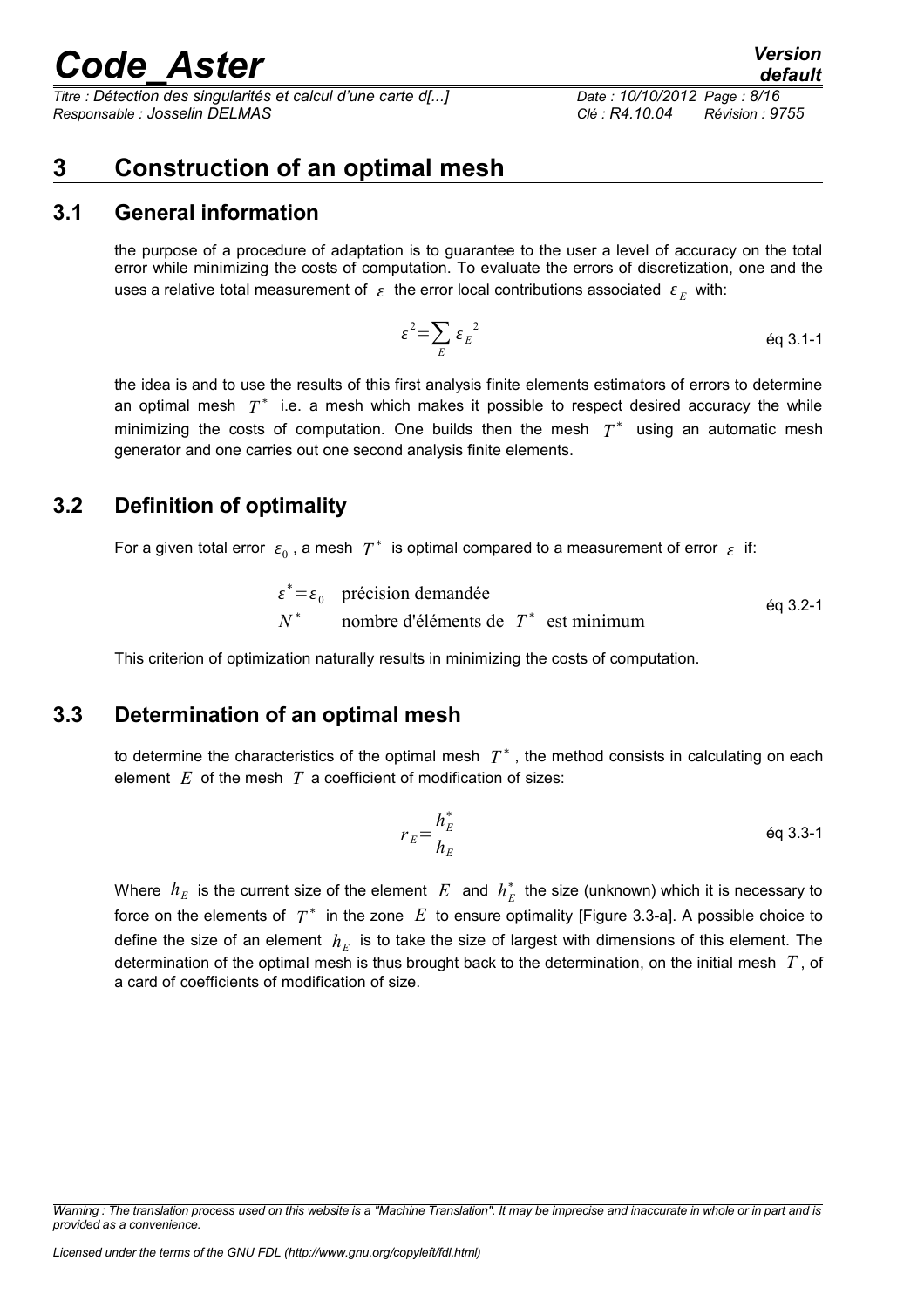# 3 Construction of an optimal mesh

## 3.1 General information

the purpose of a procedure of adaptation is to guarantee to the user a level of accuracy on the total error while minimizing the costs of computation. To evaluate the errors of discretization, one and the uses a relative total measurement of $\varepsilon$ the error local contributions associated $\varepsilon_E$ with:

$$\varepsilon^2 = \sum_E \varepsilon_E^{\ 2} \qquad \text{éq 3.1-1}$$

the idea is and to use the results of this first analysis finite elements estimators of errors to determine an optimal mesh $T^*$ i.e. a mesh which makes it possible to respect desired accuracy the while minimizing the costs of computation. One builds then the mesh $T^*$ using an automatic mesh generator and one carries out one second analysis finite elements.

## 3.2 Definition of optimality

For a given total error $\varepsilon_0$, a mesh $T^*$ is optimal compared to a measurement of error $\varepsilon$ if:

$$\begin{array}{ll} \varepsilon^* = \varepsilon_0 & \text{précision demandée} \\ N^* & \text{nombre d'éléments de } T^* \text{ est minimum} \end{array} \qquad \text{éq 3.2-1}$$

This criterion of optimization naturally results in minimizing the costs of computation.

## 3.3 Determination of an optimal mesh

to determine the characteristics of the optimal mesh $T^*$, the method consists in calculating on each element $E$ of the mesh $T$ a coefficient of modification of sizes:

$$r_E = \frac{h_E^*}{h_E} \qquad \text{éq 3.3-1}$$

Where $h_E$ is the current size of the element $E$ and $h_E^*$ the size (unknown) which it is necessary to force on the elements of $T^*$ in the zone $E$ to ensure optimality [Figure 3.3-a]. A possible choice to define the size of an element $h_E$ is to take the size of largest with dimensions of this element. The determination of the optimal mesh is thus brought back to the determination, on the initial mesh $T$, of a card of coefficients of modification of size.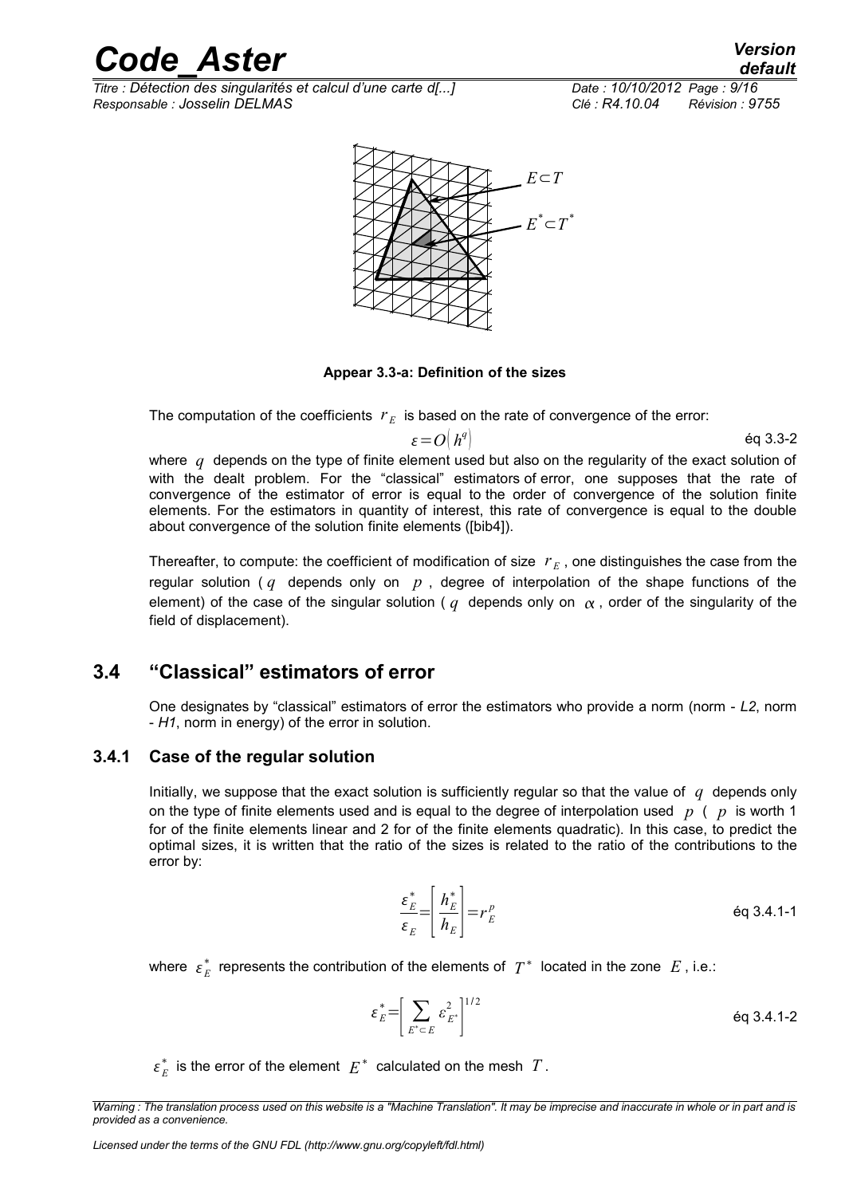Appear 3.3-a: Definition of the sizes

The computation of the coefficients $r_E$ is based on the rate of convergence of the error:

$$\varepsilon = O\left(h^q\right) \quad \text{éq 3.3-2}$$

where $q$ depends on the type of finite element used but also on the regularity of the exact solution of with the dealt problem. For the "classical" estimators of error, one supposes that the rate of convergence of the estimator of error is equal to the order of convergence of the solution finite elements. For the estimators in quantity of interest, this rate of convergence is equal to the double about convergence of the solution finite elements ([bib4]).

Thereafter, to compute: the coefficient of modification of size $r_E$, one distinguishes the case from the regular solution ($q$ depends only on $p$, degree of interpolation of the shape functions of the element) of the case of the singular solution ($q$ depends only on $\alpha$, order of the singularity of the field of displacement).

## 3.4 "Classical" estimators of error

One designates by "classical" estimators of error the estimators who provide a norm (norm - *L2*, norm - *H1*, norm in energy) of the error in solution.

### 3.4.1 Case of the regular solution

Initially, we suppose that the exact solution is sufficiently regular so that the value of $q$ depends only on the type of finite elements used and is equal to the degree of interpolation used $p$ ( $p$ is worth 1 for of the finite elements linear and 2 for of the finite elements quadratic). In this case, to predict the optimal sizes, it is written that the ratio of the sizes is related to the ratio of the contributions to the error by:

$$\frac{\varepsilon_E^*}{\varepsilon_E} = \left[\frac{h_E^*}{h_E}\right] = r_E^p \quad \text{éq 3.4.1-1}$$

where $\varepsilon_E^*$ represents the contribution of the elements of $T^*$ located in the zone $E$, i.e.:

$$\varepsilon_E^* = \left[\sum_{E^* \subset E} \varepsilon_{E^*}^2\right]^{1/2} \quad \text{éq 3.4.1-2}$$

$\varepsilon_E^*$ is the error of the element $E^*$ calculated on the mesh $T$.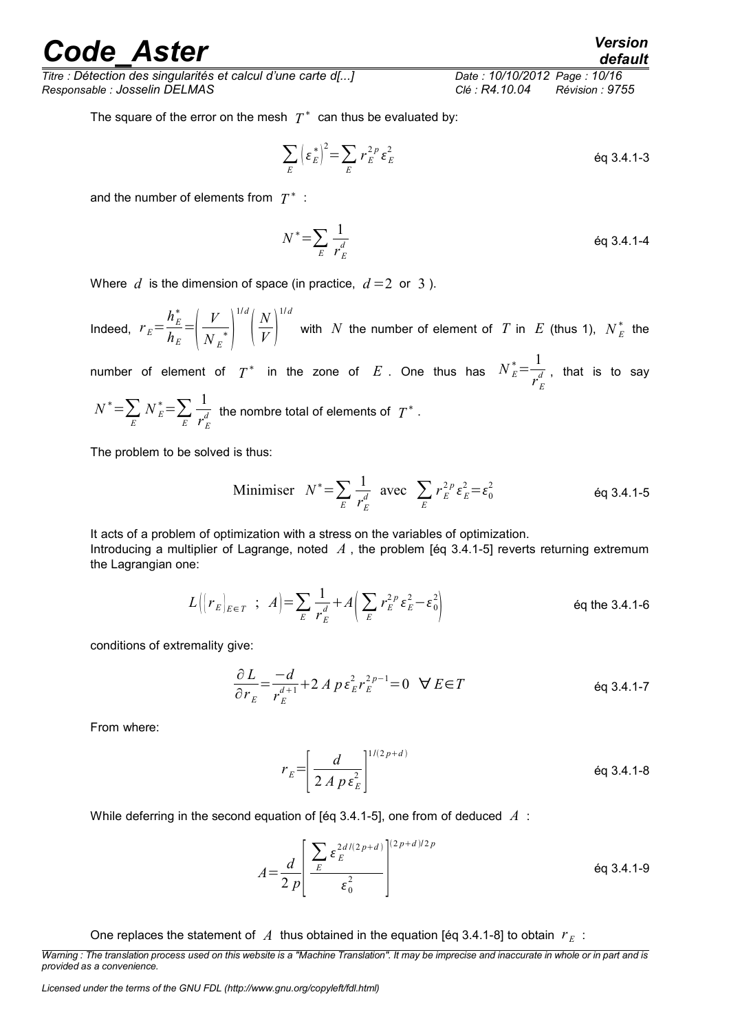The square of the error on the mesh $T^*$ can thus be evaluated by:

$$\sum_E \left(\varepsilon_E^*\right)^2 = \sum_E r_E^{2p} \varepsilon_E^2 \qquad \text{éq 3.4.1-3}$$

and the number of elements from $T^*$ :

$$N^* = \sum_E \frac{1}{r_E^d} \qquad \text{éq 3.4.1-4}$$

Where $d$ is the dimension of space (in practice, $d=2$ or $3$ ).

Indeed, $r_E = \frac{h_E^*}{h_E} = \left(\frac{V}{N_E^*}\right)^{1/d} \left(\frac{N}{V}\right)^{1/d}$ with $N$ the number of element of $T$ in $E$ (thus 1), $N_E^*$ the number of element of $T^*$ in the zone of $E$. One thus has $N_E^* = \frac{1}{r_E^d}$, that is to say $N^* = \sum_E N_E^* = \sum_E \frac{1}{r_E^d}$ the nombre total of elements of $T^*$.

The problem to be solved is thus:

$$\text{Minimiser} \quad N^* = \sum_E \frac{1}{r_E^d} \quad \text{avec} \quad \sum_E r_E^{2p} \varepsilon_E^2 = \varepsilon_0^2 \qquad \text{éq 3.4.1-5}$$

It acts of a problem of optimization with a stress on the variables of optimization.
Introducing a multiplier of Lagrange, noted $A$, the problem [éq 3.4.1-5] reverts returning extremum the Lagrangian one:

$$L\left(\left(r_E\right)_{E \in T} \; ; \; A\right) = \sum_E \frac{1}{r_E^d} + A\left(\sum_E r_E^{2p} \varepsilon_E^2 - \varepsilon_0^2\right) \qquad \text{éq the 3.4.1-6}$$

conditions of extremality give:

$$\frac{\partial L}{\partial r_E} = \frac{-d}{r_E^{d+1}} + 2 A p \varepsilon_E^2 r_E^{2p-1} = 0 \quad \forall E \in T \qquad \text{éq 3.4.1-7}$$

From where:

$$r_E = \left[\frac{d}{2 A p \varepsilon_E^2}\right]^{1/(2p+d)} \qquad \text{éq 3.4.1-8}$$

While deferring in the second equation of [éq 3.4.1-5], one from of deduced $A$ :

$$A = \frac{d}{2p}\left[\frac{\sum_E \varepsilon_E^{2d/(2p+d)}}{\varepsilon_0^2}\right]^{(2p+d)/2p} \qquad \text{éq 3.4.1-9}$$

One replaces the statement of $A$ thus obtained in the equation [éq 3.4.1-8] to obtain $r_E$ :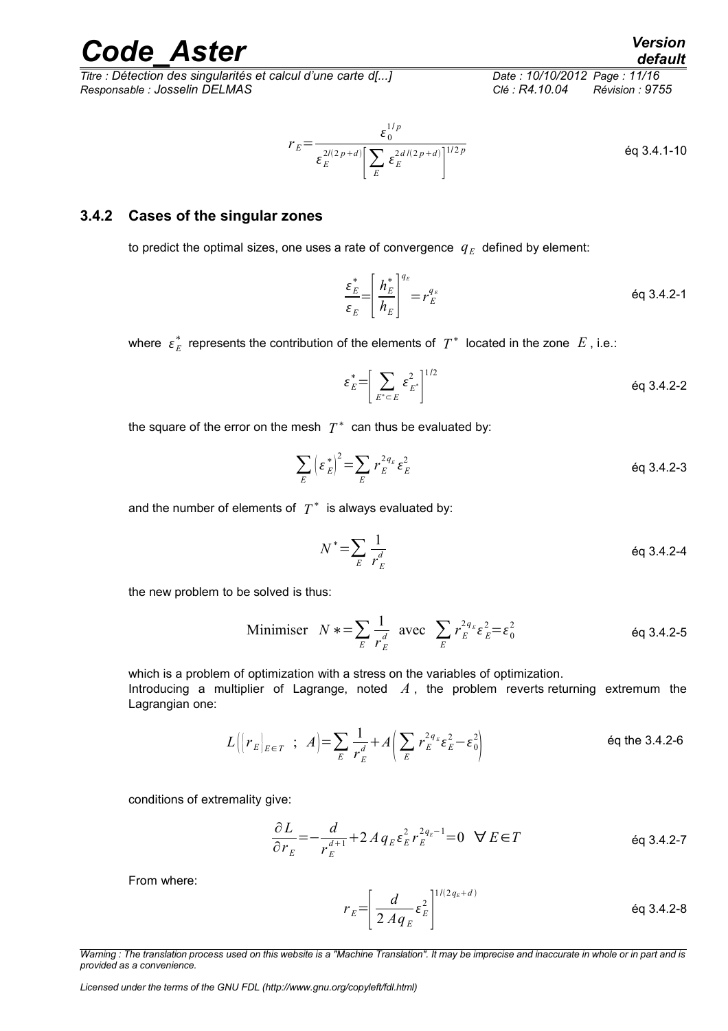$$r_E = \frac{\varepsilon_0^{1/p}}{\varepsilon_E^{2/(2p+d)} \left[ \sum_E \varepsilon_E^{2d/(2p+d)} \right]^{1/2p}} \qquad \text{éq 3.4.1-10}$$

### 3.4.2 Cases of the singular zones

to predict the optimal sizes, one uses a rate of convergence $q_E$ defined by element:

$$\frac{\varepsilon_E^*}{\varepsilon_E} = \left[ \frac{h_E^*}{h_E} \right]^{q_E} = r_E^{q_E} \qquad \text{éq 3.4.2-1}$$

where $\varepsilon_E^*$ represents the contribution of the elements of $T^*$ located in the zone $E$, i.e.:

$$\varepsilon_E^* = \left[ \sum_{E^* \subset E} \varepsilon_{E^*}^2 \right]^{1/2} \qquad \text{éq 3.4.2-2}$$

the square of the error on the mesh $T^*$ can thus be evaluated by:

$$\sum_E \left( \varepsilon_E^* \right)^2 = \sum_E r_E^{2q_E} \varepsilon_E^2 \qquad \text{éq 3.4.2-3}$$

and the number of elements of $T^*$ is always evaluated by:

$$N^* = \sum_E \frac{1}{r_E^d} \qquad \text{éq 3.4.2-4}$$

the new problem to be solved is thus:

$$\text{Minimiser} \quad N* = \sum_E \frac{1}{r_E^d} \quad \text{avec} \quad \sum_E r_E^{2q_E} \varepsilon_E^2 = \varepsilon_0^2 \qquad \text{éq 3.4.2-5}$$

which is a problem of optimization with a stress on the variables of optimization.
Introducing a multiplier of Lagrange, noted $A$, the problem reverts returning extremum the Lagrangian one:

$$L\left( \left( r_E \right)_{E \in T} \;;\; A \right) = \sum_E \frac{1}{r_E^d} + A \left( \sum_E r_E^{2q_E} \varepsilon_E^2 - \varepsilon_0^2 \right) \qquad \text{éq the 3.4.2-6}$$

conditions of extremality give:

$$\frac{\partial L}{\partial r_E} = -\frac{d}{r_E^{d+1}} + 2 A q_E \varepsilon_E^2 r_E^{2q_E - 1} = 0 \quad \forall E \in T \qquad \text{éq 3.4.2-7}$$

From where:

$$r_E = \left[ \frac{d}{2 A q_E} \varepsilon_E^2 \right]^{1/(2q_E + d)} \qquad \text{éq 3.4.2-8}$$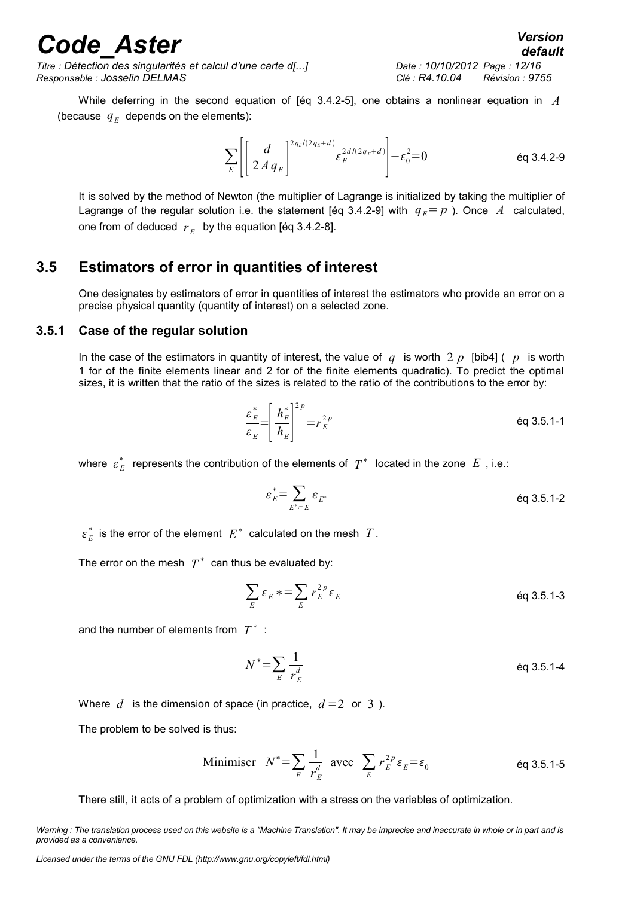While deferring in the second equation of [éq 3.4.2-5], one obtains a nonlinear equation in $A$ (because $q_E$ depends on the elements):

$$\sum_E \left[ \left[ \frac{d}{2 A q_E} \right]^{2q_E/(2q_E+d)} \varepsilon_E^{2d/(2q_E+d)} \right] - \varepsilon_0^2 = 0 \qquad \text{éq 3.4.2-9}$$

It is solved by the method of Newton (the multiplier of Lagrange is initialized by taking the multiplier of Lagrange of the regular solution i.e. the statement [éq 3.4.2-9] with $q_E = p$ ). Once $A$ calculated, one from of deduced $r_E$ by the equation [éq 3.4.2-8].

## 3.5 Estimators of error in quantities of interest

One designates by estimators of error in quantities of interest the estimators who provide an error on a precise physical quantity (quantity of interest) on a selected zone.

### 3.5.1 Case of the regular solution

In the case of the estimators in quantity of interest, the value of $q$ is worth $2p$ [bib4] ( $p$ is worth 1 for of the finite elements linear and 2 for of the finite elements quadratic). To predict the optimal sizes, it is written that the ratio of the sizes is related to the ratio of the contributions to the error by:

$$\frac{\varepsilon_E^*}{\varepsilon_E} = \left[ \frac{h_E^*}{h_E} \right]^{2p} = r_E^{2p} \qquad \text{éq 3.5.1-1}$$

where $\varepsilon_E^*$ represents the contribution of the elements of $T^*$ located in the zone $E$ , i.e.:

$$\varepsilon_E^* = \sum_{E^* \subset E} \varepsilon_{E^*} \qquad \text{éq 3.5.1-2}$$

$\varepsilon_E^*$ is the error of the element $E^*$ calculated on the mesh $T$.

The error on the mesh $T^*$ can thus be evaluated by:

$$\sum_E \varepsilon_E * = \sum_E r_E^{2p} \varepsilon_E \qquad \text{éq 3.5.1-3}$$

and the number of elements from $T^*$ :

$$N^* = \sum_E \frac{1}{r_E^d} \qquad \text{éq 3.5.1-4}$$

Where $d$ is the dimension of space (in practice, $d=2$ or $3$ ).

The problem to be solved is thus:

$$\text{Minimiser} \quad N^* = \sum_E \frac{1}{r_E^d} \quad \text{avec} \quad \sum_E r_E^{2p} \varepsilon_E = \varepsilon_0 \qquad \text{éq 3.5.1-5}$$

There still, it acts of a problem of optimization with a stress on the variables of optimization.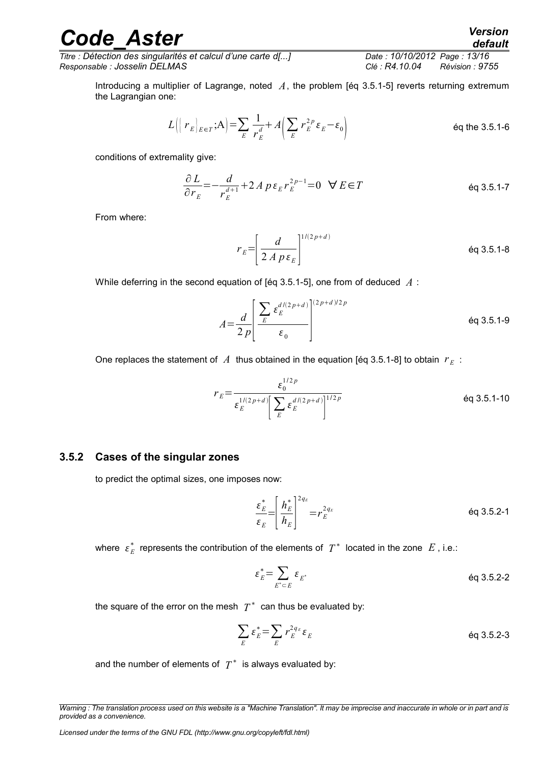Introducing a multiplier of Lagrange, noted $A$, the problem [éq 3.5.1-5] reverts returning extremum the Lagrangian one:

$$L\left(\{r_E\}_{E\in T};A\right)=\sum_E \frac{1}{r_E^d}+A\left(\sum_E r_E^{2p}\varepsilon_E-\varepsilon_0\right) \qquad \text{éq the 3.5.1-6}$$

conditions of extremality give:

$$\frac{\partial L}{\partial r_E}=-\frac{d}{r_E^{d+1}}+2\,A\,p\,\varepsilon_E\,r_E^{2p-1}=0 \quad \forall\, E\in T \qquad \text{éq 3.5.1-7}$$

From where:

$$r_E=\left[\frac{d}{2\,A\,p\,\varepsilon_E}\right]^{1/(2p+d)} \qquad \text{éq 3.5.1-8}$$

While deferring in the second equation of [éq 3.5.1-5], one from of deduced $A$ :

$$A=\frac{d}{2\,p}\left[\frac{\sum_E \varepsilon_E^{d/(2p+d)}}{\varepsilon_0}\right]^{(2p+d)/2p} \qquad \text{éq 3.5.1-9}$$

One replaces the statement of $A$ thus obtained in the equation [éq 3.5.1-8] to obtain $r_E$ :

$$r_E=\frac{\varepsilon_0^{1/2p}}{\varepsilon_E^{1/(2p+d)}\left[\sum_E \varepsilon_E^{d/(2p+d)}\right]^{1/2p}} \qquad \text{éq 3.5.1-10}$$

### 3.5.2 Cases of the singular zones

to predict the optimal sizes, one imposes now:

$$\frac{\varepsilon_E^*}{\varepsilon_E}=\left[\frac{h_E^*}{h_E}\right]^{2q_E}=r_E^{2q_E} \qquad \text{éq 3.5.2-1}$$

where $\varepsilon_E^*$ represents the contribution of the elements of $T^*$ located in the zone $E$, i.e.:

$$\varepsilon_E^*=\sum_{E^*\subset E}\varepsilon_{E^*} \qquad \text{éq 3.5.2-2}$$

the square of the error on the mesh $T^*$ can thus be evaluated by:

$$\sum_E \varepsilon_E^*=\sum_E r_E^{2q_E}\varepsilon_E \qquad \text{éq 3.5.2-3}$$

and the number of elements of $T^*$ is always evaluated by: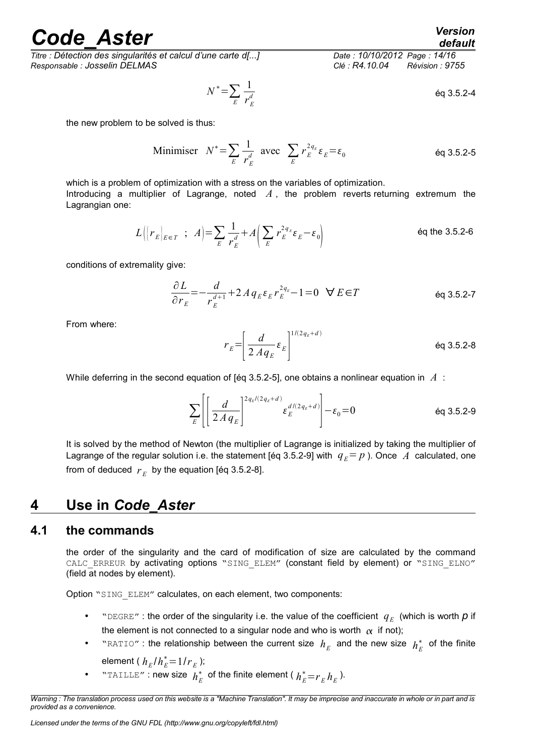$$N^* = \sum_E \frac{1}{r_E^d} \qquad \text{éq 3.5.2-4}$$

the new problem to be solved is thus:

$$\text{Minimiser} \quad N^* = \sum_E \frac{1}{r_E^d} \ \text{ avec } \ \sum_E r_E^{2q_E} \varepsilon_E = \varepsilon_0 \qquad \text{éq 3.5.2-5}$$

which is a problem of optimization with a stress on the variables of optimization.
Introducing a multiplier of Lagrange, noted $A$, the problem reverts returning extremum the Lagrangian one:

$$L\left(\left(r_E\right)_{E\in T} \ ; \ A\right) = \sum_E \frac{1}{r_E^d} + A\left(\sum_E r_E^{2q_E} \varepsilon_E - \varepsilon_0\right) \qquad \text{éq the 3.5.2-6}$$

conditions of extremality give:

$$\frac{\partial L}{\partial r_E} = -\frac{d}{r_E^{d+1}} + 2 A q_E \varepsilon_E r_E^{2q_E} - 1 = 0 \quad \forall E \in T \qquad \text{éq 3.5.2-7}$$

From where:

$$r_E = \left[\frac{d}{2 A q_E} \varepsilon_E\right]^{1/(2q_E+d)} \qquad \text{éq 3.5.2-8}$$

While deferring in the second equation of [éq 3.5.2-5], one obtains a nonlinear equation in $A$ :

$$\sum_E \left[\left[\frac{d}{2 A q_E}\right]^{2q_E/(2q_E+d)} \varepsilon_E^{d/(2q_E+d)}\right] - \varepsilon_0 = 0 \qquad \text{éq 3.5.2-9}$$

It is solved by the method of Newton (the multiplier of Lagrange is initialized by taking the multiplier of Lagrange of the regular solution i.e. the statement [éq 3.5.2-9] with $q_E = p$ ). Once $A$ calculated, one from of deduced $r_E$ by the equation [éq 3.5.2-8].

# 4 Use in *Code_Aster*

## 4.1 the commands

the order of the singularity and the card of modification of size are calculated by the command CALC_ERREUR by activating options "SING_ELEM" (constant field by element) or "SING_ELNO" (field at nodes by element).

Option "SING_ELEM" calculates, on each element, two components:

- "DEGRE" : the order of the singularity i.e. the value of the coefficient $q_E$ (which is worth *p* if the element is not connected to a singular node and who is worth $\alpha$ if not);
- "RATIO" : the relationship between the current size $h_E$ and the new size $h_E^*$ of the finite element ( $h_E / h_E^* = 1/r_E$ );
- "TAILLE" : new size $h_E^*$ of the finite element ( $h_E^* = r_E h_E$ ).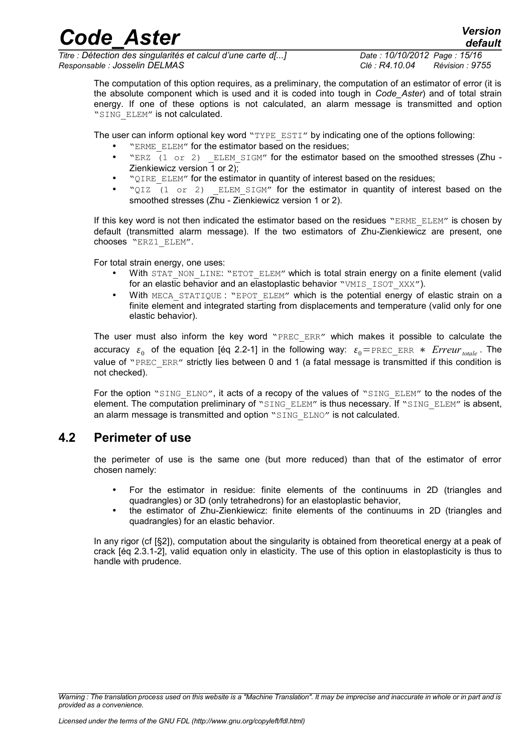The computation of this option requires, as a preliminary, the computation of an estimator of error (it is the absolute component which is used and it is coded into tough in *Code_Aster*) and of total strain energy. If one of these options is not calculated, an alarm message is transmitted and option "SING_ELEM" is not calculated.

The user can inform optional key word "TYPE_ESTI" by indicating one of the options following:

- "ERME_ELEM" for the estimator based on the residues;
- "ERZ (1 or 2) _ELEM_SIGM" for the estimator based on the smoothed stresses (Zhu - Zienkiewicz version 1 or 2);
- "QIRE_ELEM" for the estimator in quantity of interest based on the residues;
- "QIZ (1 or 2) _ELEM_SIGM" for the estimator in quantity of interest based on the smoothed stresses (Zhu - Zienkiewicz version 1 or 2).

If this key word is not then indicated the estimator based on the residues "ERME_ELEM" is chosen by default (transmitted alarm message). If the two estimators of Zhu-Zienkiewicz are present, one chooses "ERZ1_ELEM".

For total strain energy, one uses:

- With STAT_NON_LINE: "ETOT_ELEM" which is total strain energy on a finite element (valid for an elastic behavior and an elastoplastic behavior "VMIS_ISOT_XXX").
- With MECA_STATIQUE : "EPOT_ELEM" which is the potential energy of elastic strain on a finite element and integrated starting from displacements and temperature (valid only for one elastic behavior).

The user must also inform the key word "PREC_ERR" which makes it possible to calculate the accuracy $\varepsilon_0$ of the equation [éq 2.2-1] in the following way: $\varepsilon_0 = \text{PREC\_ERR} * Erreur_{totale}$. The value of "PREC_ERR" strictly lies between 0 and 1 (a fatal message is transmitted if this condition is not checked).

For the option "SING_ELNO", it acts of a recopy of the values of "SING_ELEM" to the nodes of the element. The computation preliminary of "SING_ELEM" is thus necessary. If "SING_ELEM" is absent, an alarm message is transmitted and option "SING_ELNO" is not calculated.

## 4.2 Perimeter of use

the perimeter of use is the same one (but more reduced) than that of the estimator of error chosen namely:

- For the estimator in residue: finite elements of the continuums in 2D (triangles and quadrangles) or 3D (only tetrahedrons) for an elastoplastic behavior,
- the estimator of Zhu-Zienkiewicz: finite elements of the continuums in 2D (triangles and quadrangles) for an elastic behavior.

In any rigor (cf [§2]), computation about the singularity is obtained from theoretical energy at a peak of crack [éq 2.3.1-2], valid equation only in elasticity. The use of this option in elastoplasticity is thus to handle with prudence.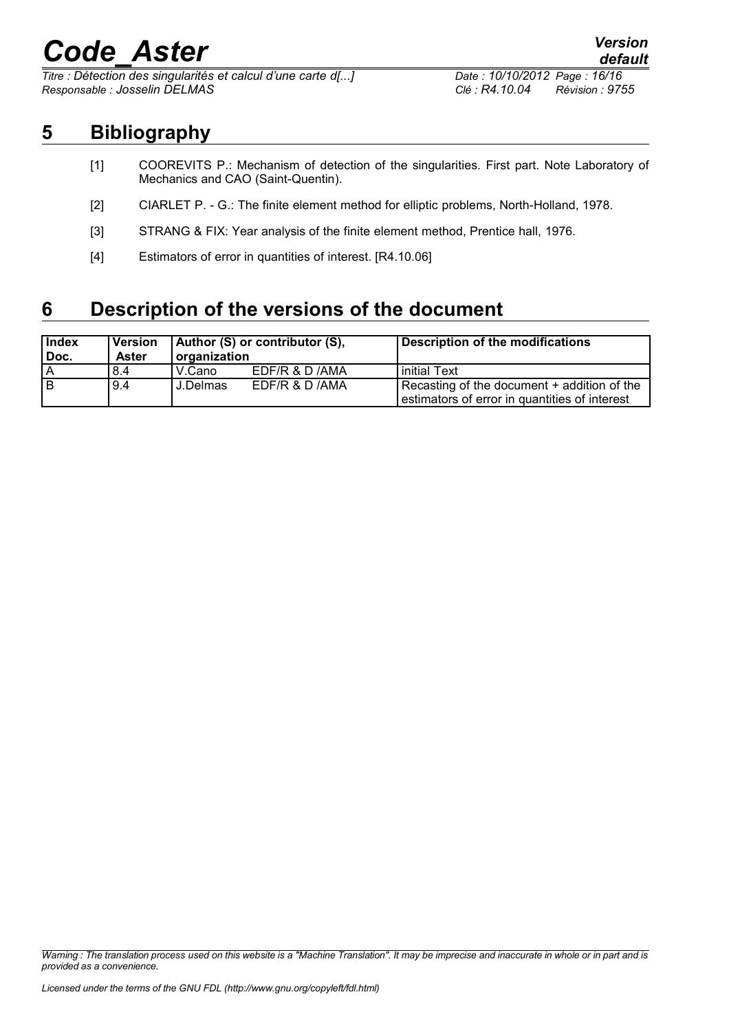# 5 Bibliography

[1] COOREVITS P.: Mechanism of detection of the singularities. First part. Note Laboratory of Mechanics and CAO (Saint-Quentin).

[2] CIARLET P. - G.: The finite element method for elliptic problems, North-Holland, 1978.

[3] STRANG & FIX: Year analysis of the finite element method, Prentice hall, 1976.

[4] Estimators of error in quantities of interest. [R4.10.06]

# 6 Description of the versions of the document

| Index Doc. | Version Aster | Author (S) or contributor (S), organization | | Description of the modifications |
|---|---|---|---|---|
| A | 8.4 | V.Cano | EDF/R & D /AMA | initial Text |
| B | 9.4 | J.Delmas | EDF/R & D /AMA | Recasting of the document + addition of the estimators of error in quantities of interest |